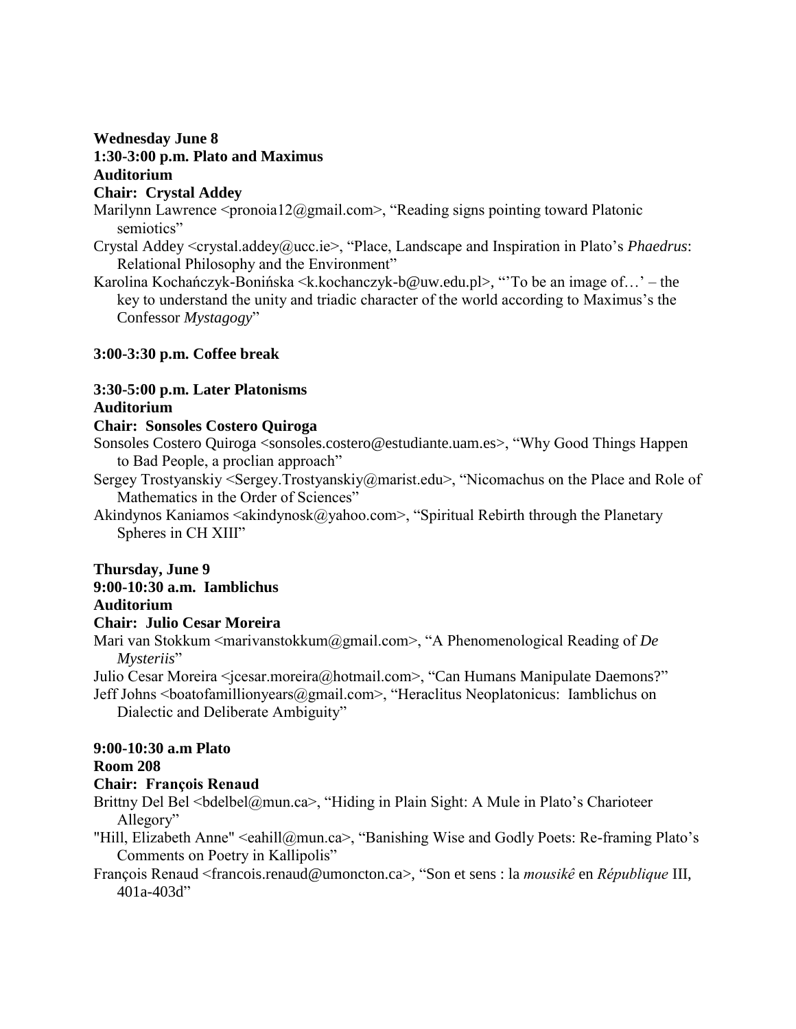**Wednesday June 8**
**1:30-3:00 p.m. Plato and Maximus**
**Auditorium**
**Chair: Crystal Addey**

Marilynn Lawrence <pronoia12@gmail.com>, "Reading signs pointing toward Platonic semiotics"

Crystal Addey <crystal.addey@ucc.ie>, "Place, Landscape and Inspiration in Plato's *Phaedrus*: Relational Philosophy and the Environment"

Karolina Kochańczyk-Bonińska <k.kochanczyk-b@uw.edu.pl>, "'To be an image of…' – the key to understand the unity and triadic character of the world according to Maximus's the Confessor *Mystagogy*"

**3:00-3:30 p.m. Coffee break**

**3:30-5:00 p.m. Later Platonisms**
**Auditorium**
**Chair: Sonsoles Costero Quiroga**

Sonsoles Costero Quiroga <sonsoles.costero@estudiante.uam.es>, "Why Good Things Happen to Bad People, a proclian approach"

Sergey Trostyanskiy <Sergey.Trostyanskiy@marist.edu>, "Nicomachus on the Place and Role of Mathematics in the Order of Sciences"

Akindynos Kaniamos <akindynosk@yahoo.com>, "Spiritual Rebirth through the Planetary Spheres in CH XIII"

**Thursday, June 9**
**9:00-10:30 a.m. Iamblichus**
**Auditorium**
**Chair: Julio Cesar Moreira**

Mari van Stokkum <marivanstokkum@gmail.com>, "A Phenomenological Reading of *De Mysteriis*"

Julio Cesar Moreira <jcesar.moreira@hotmail.com>, "Can Humans Manipulate Daemons?"

Jeff Johns <boatofamillionyears@gmail.com>, "Heraclitus Neoplatonicus: Iamblichus on Dialectic and Deliberate Ambiguity"

**9:00-10:30 a.m Plato**
**Room 208**
**Chair: François Renaud**

Brittny Del Bel <bdelbel@mun.ca>, "Hiding in Plain Sight: A Mule in Plato's Charioteer Allegory"

"Hill, Elizabeth Anne" <eahill@mun.ca>, "Banishing Wise and Godly Poets: Re-framing Plato's Comments on Poetry in Kallipolis"

François Renaud <francois.renaud@umoncton.ca>, "Son et sens : la *mousikê* en *République* III, 401a-403d"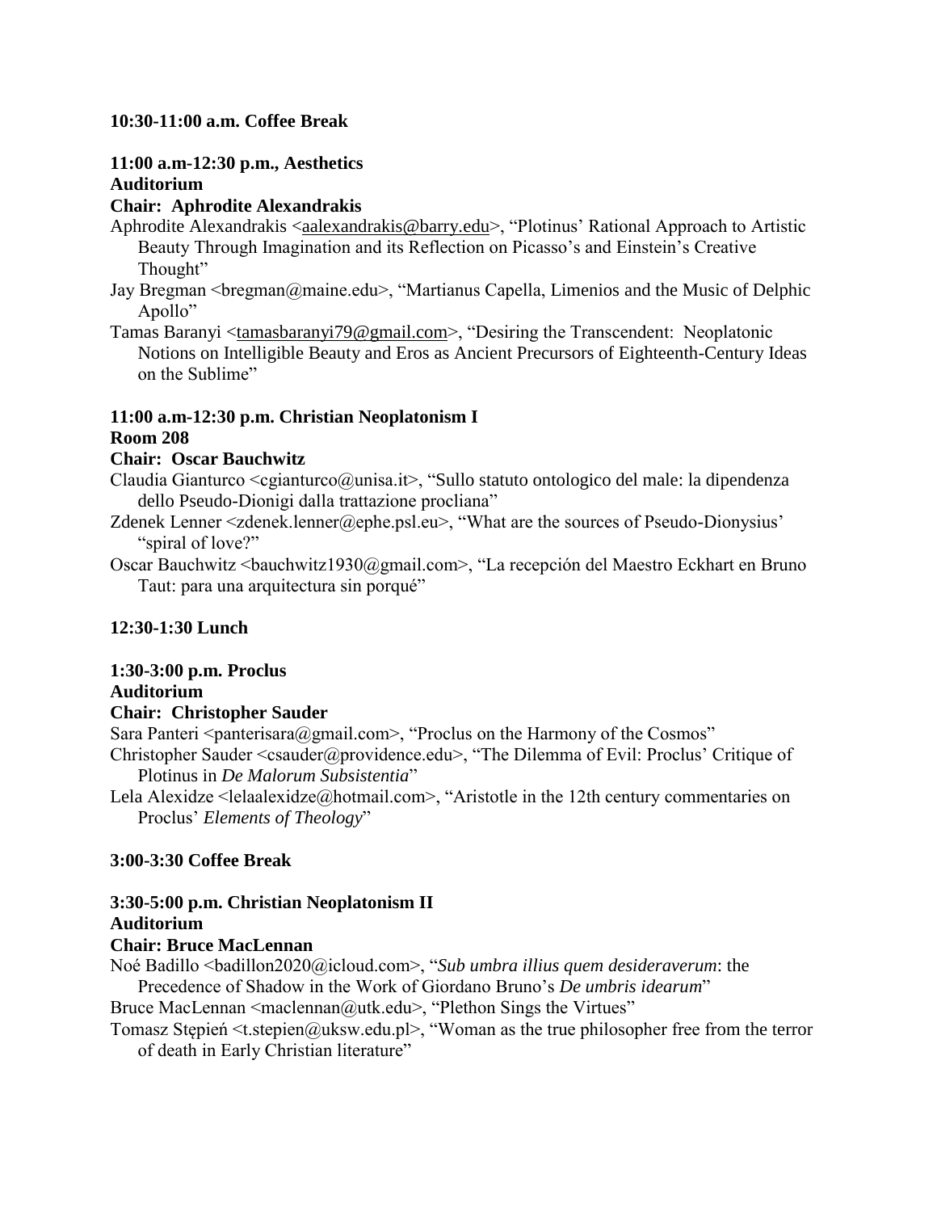**10:30-11:00 a.m. Coffee Break**

**11:00 a.m-12:30 p.m., Aesthetics**
**Auditorium**
**Chair: Aphrodite Alexandrakis**

Aphrodite Alexandrakis <aalexandrakis@barry.edu>, "Plotinus' Rational Approach to Artistic Beauty Through Imagination and its Reflection on Picasso's and Einstein's Creative Thought"

Jay Bregman <bregman@maine.edu>, "Martianus Capella, Limenios and the Music of Delphic Apollo"

Tamas Baranyi <tamasbaranyi79@gmail.com>, "Desiring the Transcendent: Neoplatonic Notions on Intelligible Beauty and Eros as Ancient Precursors of Eighteenth-Century Ideas on the Sublime"

**11:00 a.m-12:30 p.m. Christian Neoplatonism I**
**Room 208**
**Chair: Oscar Bauchwitz**

Claudia Gianturco <cgianturco@unisa.it>, "Sullo statuto ontologico del male: la dipendenza dello Pseudo-Dionigi dalla trattazione procliana"

Zdenek Lenner <zdenek.lenner@ephe.psl.eu>, "What are the sources of Pseudo-Dionysius' "spiral of love?"

Oscar Bauchwitz <bauchwitz1930@gmail.com>, "La recepción del Maestro Eckhart en Bruno Taut: para una arquitectura sin porqué"

**12:30-1:30 Lunch**

**1:30-3:00 p.m. Proclus**
**Auditorium**
**Chair: Christopher Sauder**

Sara Panteri <panterisara@gmail.com>, "Proclus on the Harmony of the Cosmos"

Christopher Sauder <csauder@providence.edu>, "The Dilemma of Evil: Proclus' Critique of Plotinus in *De Malorum Subsistentia*"

Lela Alexidze <lelaalexidze@hotmail.com>, "Aristotle in the 12th century commentaries on Proclus' *Elements of Theology*"

**3:00-3:30 Coffee Break**

**3:30-5:00 p.m. Christian Neoplatonism II**
**Auditorium**
**Chair: Bruce MacLennan**

Noé Badillo <badillon2020@icloud.com>, "*Sub umbra illius quem desideraverum*: the Precedence of Shadow in the Work of Giordano Bruno's *De umbris idearum*"

Bruce MacLennan <maclennan@utk.edu>, "Plethon Sings the Virtues"

Tomasz Stępień <t.stepien@uksw.edu.pl>, "Woman as the true philosopher free from the terror of death in Early Christian literature"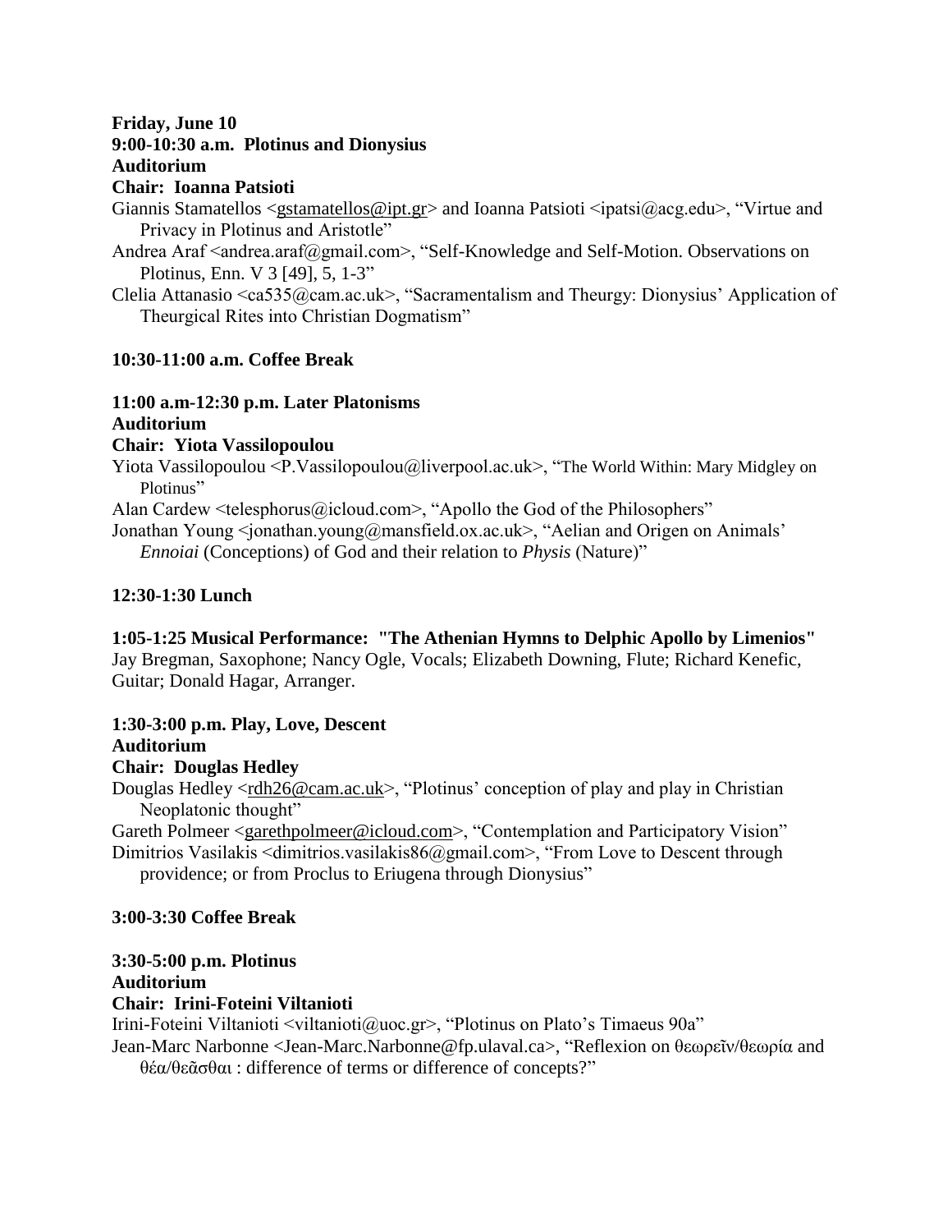**Friday, June 10**
**9:00-10:30 a.m. Plotinus and Dionysius**
**Auditorium**
**Chair: Ioanna Patsioti**

Giannis Stamatellos <gstamatellos@ipt.gr> and Ioanna Patsioti <ipatsi@acg.edu>, "Virtue and Privacy in Plotinus and Aristotle"

Andrea Araf <andrea.araf@gmail.com>, "Self-Knowledge and Self-Motion. Observations on Plotinus, Enn. V 3 [49], 5, 1-3"

Clelia Attanasio <ca535@cam.ac.uk>, "Sacramentalism and Theurgy: Dionysius' Application of Theurgical Rites into Christian Dogmatism"

**10:30-11:00 a.m. Coffee Break**

**11:00 a.m-12:30 p.m. Later Platonisms**
**Auditorium**
**Chair: Yiota Vassilopoulou**

Yiota Vassilopoulou <P.Vassilopoulou@liverpool.ac.uk>, "The World Within: Mary Midgley on Plotinus"

Alan Cardew <telesphorus@icloud.com>, "Apollo the God of the Philosophers"

Jonathan Young <jonathan.young@mansfield.ox.ac.uk>, "Aelian and Origen on Animals' *Ennoiai* (Conceptions) of God and their relation to *Physis* (Nature)"

**12:30-1:30 Lunch**

**1:05-1:25 Musical Performance: "The Athenian Hymns to Delphic Apollo by Limenios"**
Jay Bregman, Saxophone; Nancy Ogle, Vocals; Elizabeth Downing, Flute; Richard Kenefic, Guitar; Donald Hagar, Arranger.

**1:30-3:00 p.m. Play, Love, Descent**
**Auditorium**
**Chair: Douglas Hedley**

Douglas Hedley <rdh26@cam.ac.uk>, "Plotinus' conception of play and play in Christian Neoplatonic thought"

Gareth Polmeer <garethpolmeer@icloud.com>, "Contemplation and Participatory Vision"

Dimitrios Vasilakis <dimitrios.vasilakis86@gmail.com>, "From Love to Descent through providence; or from Proclus to Eriugena through Dionysius"

**3:00-3:30 Coffee Break**

**3:30-5:00 p.m. Plotinus**
**Auditorium**
**Chair: Irini-Foteini Viltanioti**

Irini-Foteini Viltanioti <viltanioti@uoc.gr>, "Plotinus on Plato's Timaeus 90a"

Jean-Marc Narbonne <Jean-Marc.Narbonne@fp.ulaval.ca>, "Reflexion on θεωρεῖν/θεωρία and θέα/θεᾶσθαι : difference of terms or difference of concepts?"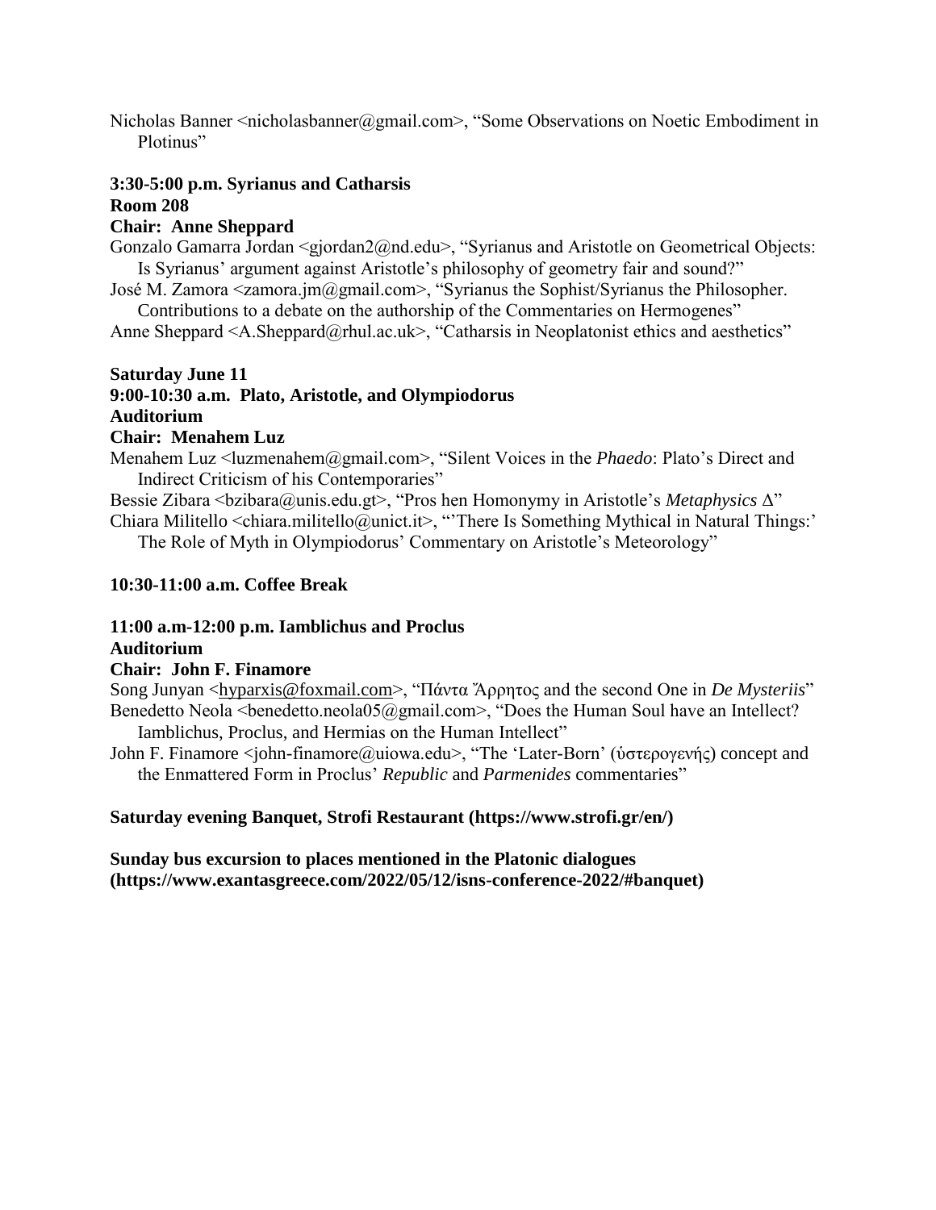Nicholas Banner <nicholasbanner@gmail.com>, "Some Observations on Noetic Embodiment in Plotinus"

**3:30-5:00 p.m. Syrianus and Catharsis**
**Room 208**
**Chair: Anne Sheppard**

Gonzalo Gamarra Jordan <gjordan2@nd.edu>, "Syrianus and Aristotle on Geometrical Objects: Is Syrianus' argument against Aristotle's philosophy of geometry fair and sound?"

José M. Zamora <zamora.jm@gmail.com>, "Syrianus the Sophist/Syrianus the Philosopher. Contributions to a debate on the authorship of the Commentaries on Hermogenes"

Anne Sheppard <A.Sheppard@rhul.ac.uk>, "Catharsis in Neoplatonist ethics and aesthetics"

**Saturday June 11**
**9:00-10:30 a.m. Plato, Aristotle, and Olympiodorus**
**Auditorium**
**Chair: Menahem Luz**

Menahem Luz <luzmenahem@gmail.com>, "Silent Voices in the *Phaedo*: Plato's Direct and Indirect Criticism of his Contemporaries"

Bessie Zibara <bzibara@unis.edu.gt>, "Pros hen Homonymy in Aristotle's *Metaphysics* Δ"

Chiara Militello <chiara.militello@unict.it>, "'There Is Something Mythical in Natural Things:' The Role of Myth in Olympiodorus' Commentary on Aristotle's Meteorology"

**10:30-11:00 a.m. Coffee Break**

**11:00 a.m-12:00 p.m. Iamblichus and Proclus**
**Auditorium**
**Chair: John F. Finamore**

Song Junyan <hyparxis@foxmail.com>, "Πάντα Ἄρρητος and the second One in *De Mysteriis*"

Benedetto Neola <benedetto.neola05@gmail.com>, "Does the Human Soul have an Intellect? Iamblichus, Proclus, and Hermias on the Human Intellect"

John F. Finamore <john-finamore@uiowa.edu>, "The 'Later-Born' (ὑστερογενής) concept and the Enmattered Form in Proclus' *Republic* and *Parmenides* commentaries"

**Saturday evening Banquet, Strofi Restaurant (https://www.strofi.gr/en/)**

**Sunday bus excursion to places mentioned in the Platonic dialogues (https://www.exantasgreece.com/2022/05/12/isns-conference-2022/#banquet)**